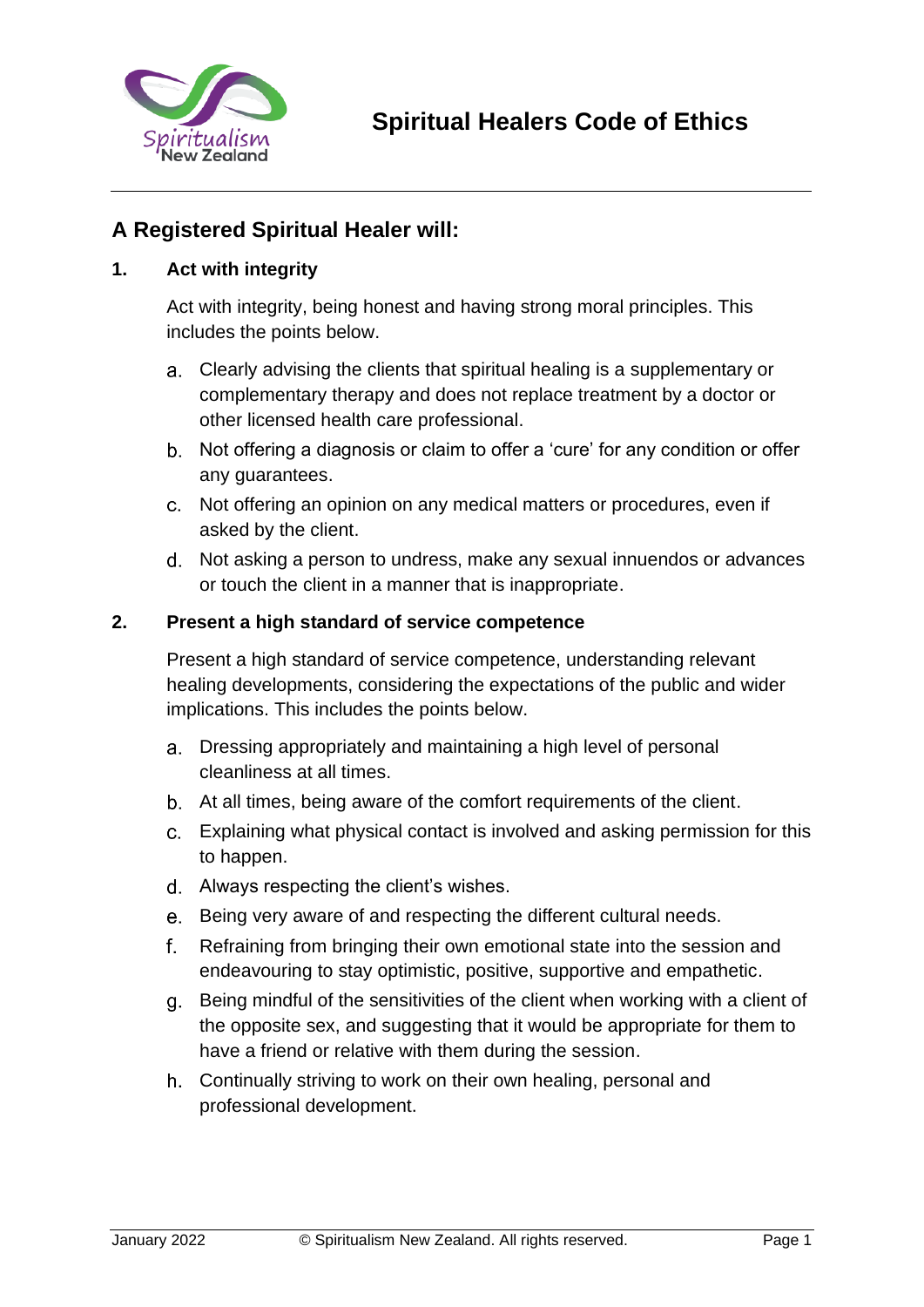# Spiritual Healers Code of Ethics

## A Registered Spiritual Healer will:

### 1. Act with integrity

Act with integrity, being honest and having strong moral principles. This includes the points below.

a. Clearly advising the clients that spiritual healing is a supplementary or complementary therapy and does not replace treatment by a doctor or other licensed health care professional.

b. Not offering a diagnosis or claim to offer a 'cure' for any condition or offer any guarantees.

c. Not offering an opinion on any medical matters or procedures, even if asked by the client.

d. Not asking a person to undress, make any sexual innuendos or advances or touch the client in a manner that is inappropriate.

### 2. Present a high standard of service competence

Present a high standard of service competence, understanding relevant healing developments, considering the expectations of the public and wider implications. This includes the points below.

a. Dressing appropriately and maintaining a high level of personal cleanliness at all times.

b. At all times, being aware of the comfort requirements of the client.

c. Explaining what physical contact is involved and asking permission for this to happen.

d. Always respecting the client's wishes.

e. Being very aware of and respecting the different cultural needs.

f. Refraining from bringing their own emotional state into the session and endeavouring to stay optimistic, positive, supportive and empathetic.

g. Being mindful of the sensitivities of the client when working with a client of the opposite sex, and suggesting that it would be appropriate for them to have a friend or relative with them during the session.

h. Continually striving to work on their own healing, personal and professional development.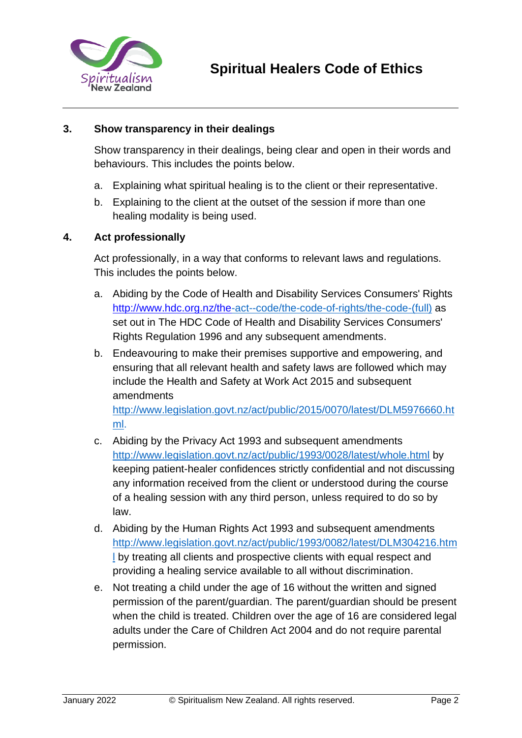### 3. Show transparency in their dealings

Show transparency in their dealings, being clear and open in their words and behaviours. This includes the points below.

a. Explaining what spiritual healing is to the client or their representative.

b. Explaining to the client at the outset of the session if more than one healing modality is being used.

### 4. Act professionally

Act professionally, in a way that conforms to relevant laws and regulations. This includes the points below.

a. Abiding by the Code of Health and Disability Services Consumers' Rights http://www.hdc.org.nz/the-act--code/the-code-of-rights/the-code-(full) as set out in The HDC Code of Health and Disability Services Consumers' Rights Regulation 1996 and any subsequent amendments.

b. Endeavouring to make their premises supportive and empowering, and ensuring that all relevant health and safety laws are followed which may include the Health and Safety at Work Act 2015 and subsequent amendments http://www.legislation.govt.nz/act/public/2015/0070/latest/DLM5976660.html.

c. Abiding by the Privacy Act 1993 and subsequent amendments http://www.legislation.govt.nz/act/public/1993/0028/latest/whole.html by keeping patient-healer confidences strictly confidential and not discussing any information received from the client or understood during the course of a healing session with any third person, unless required to do so by law.

d. Abiding by the Human Rights Act 1993 and subsequent amendments http://www.legislation.govt.nz/act/public/1993/0082/latest/DLM304216.html by treating all clients and prospective clients with equal respect and providing a healing service available to all without discrimination.

e. Not treating a child under the age of 16 without the written and signed permission of the parent/guardian. The parent/guardian should be present when the child is treated. Children over the age of 16 are considered legal adults under the Care of Children Act 2004 and do not require parental permission.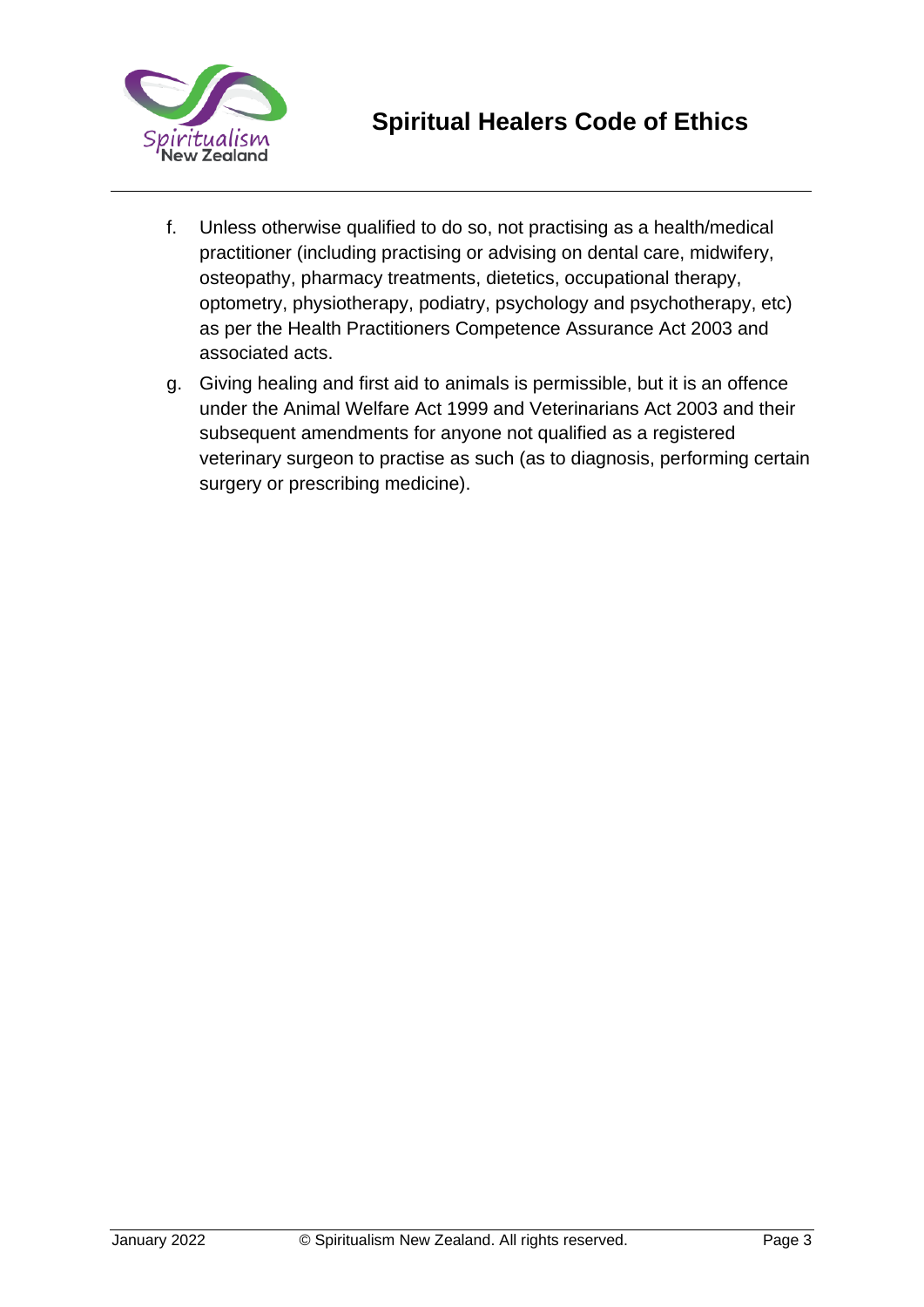f. Unless otherwise qualified to do so, not practising as a health/medical practitioner (including practising or advising on dental care, midwifery, osteopathy, pharmacy treatments, dietetics, occupational therapy, optometry, physiotherapy, podiatry, psychology and psychotherapy, etc) as per the Health Practitioners Competence Assurance Act 2003 and associated acts.

g. Giving healing and first aid to animals is permissible, but it is an offence under the Animal Welfare Act 1999 and Veterinarians Act 2003 and their subsequent amendments for anyone not qualified as a registered veterinary surgeon to practise as such (as to diagnosis, performing certain surgery or prescribing medicine).